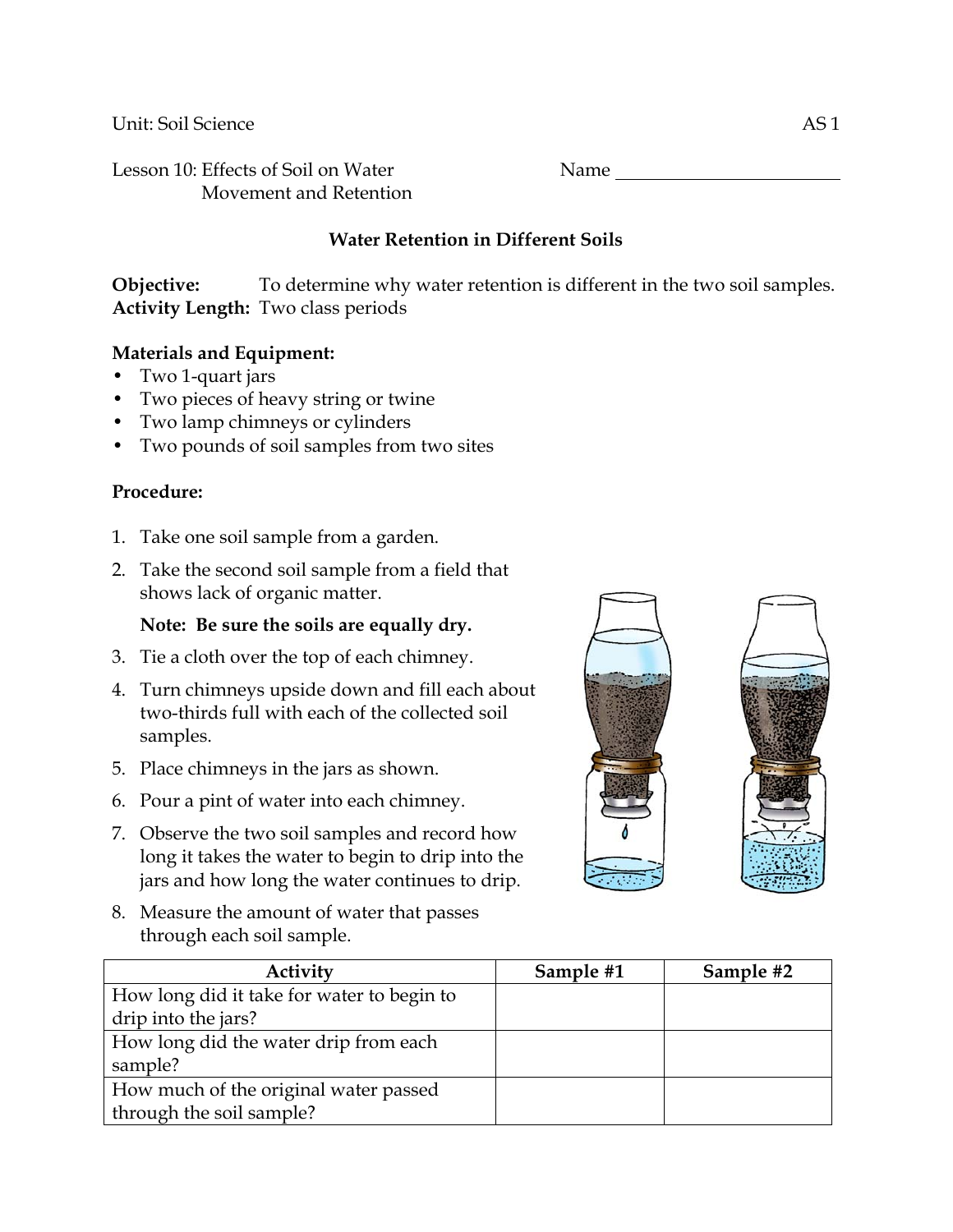Unit: Soil Science AS 1

Lesson 10: Effects of Soil on Water Movement and Retention

Name ________________________

## Water Retention in Different Soils

**Objective:** To determine why water retention is different in the two soil samples.
**Activity Length:** Two class periods

**Materials and Equipment:**

- Two 1-quart jars
- Two pieces of heavy string or twine
- Two lamp chimneys or cylinders
- Two pounds of soil samples from two sites

**Procedure:**

1. Take one soil sample from a garden.
2. Take the second soil sample from a field that shows lack of organic matter.

   **Note: Be sure the soils are equally dry.**
3. Tie a cloth over the top of each chimney.
4. Turn chimneys upside down and fill each about two-thirds full with each of the collected soil samples.
5. Place chimneys in the jars as shown.
6. Pour a pint of water into each chimney.
7. Observe the two soil samples and record how long it takes the water to begin to drip into the jars and how long the water continues to drip.
8. Measure the amount of water that passes through each soil sample.

| Activity | Sample #1 | Sample #2 |
|---|---|---|
| How long did it take for water to begin to drip into the jars? | | |
| How long did the water drip from each sample? | | |
| How much of the original water passed through the soil sample? | | |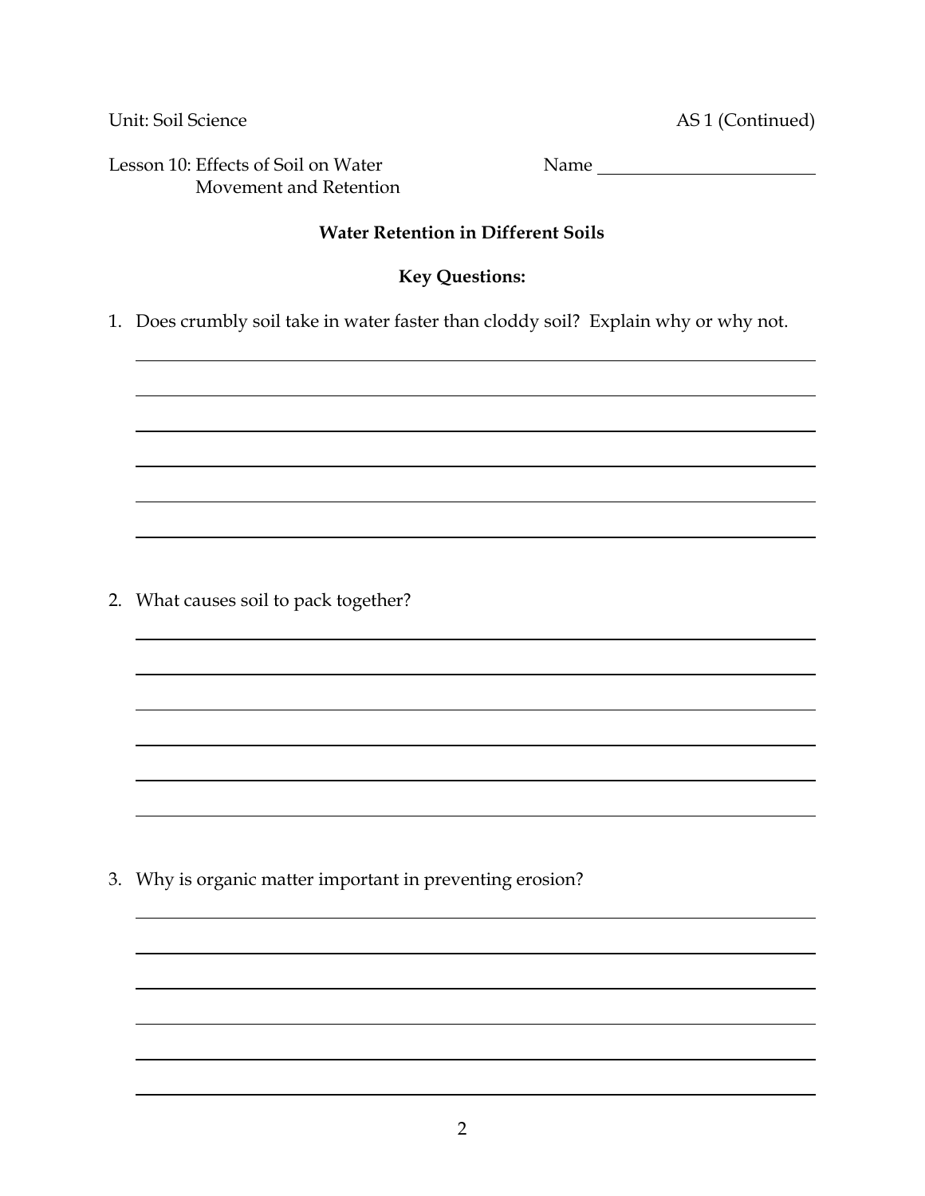Unit: Soil Science AS 1 (Continued)

Lesson 10: Effects of Soil on Water Movement and Retention

Name ______________________

## Water Retention in Different Soils

### Key Questions:

1. Does crumbly soil take in water faster than cloddy soil? Explain why or why not.

2. What causes soil to pack together?

3. Why is organic matter important in preventing erosion?